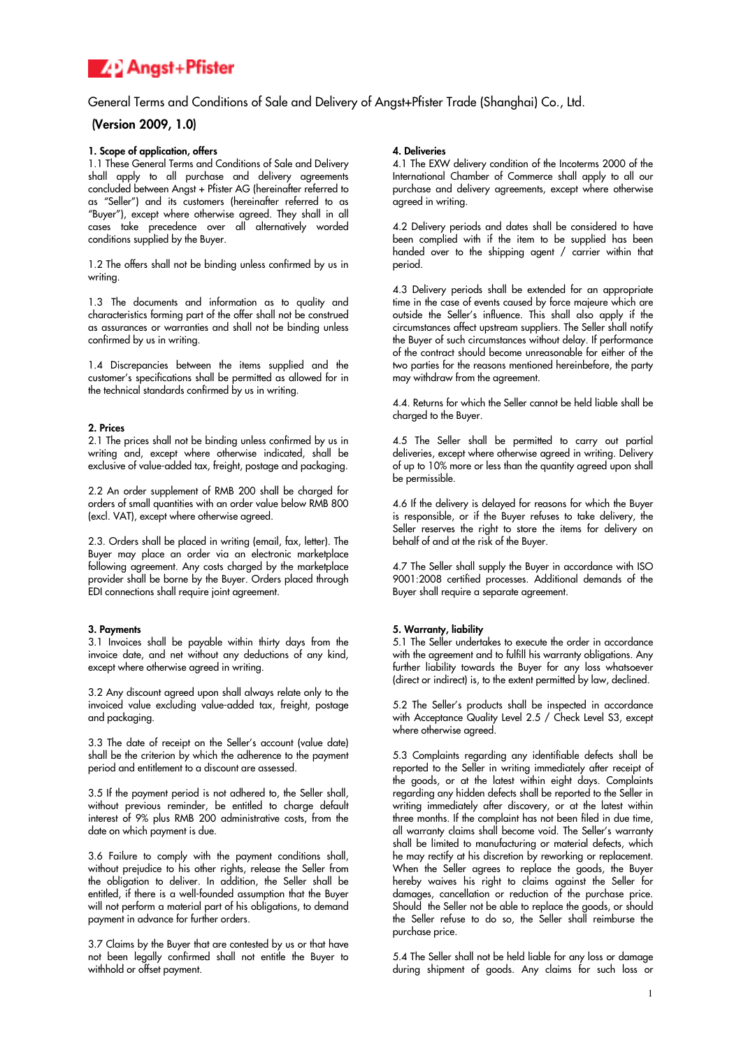Angst+Pfister

# General Terms and Conditions of Sale and Delivery of Angst+Pfister Trade (Shanghai) Co., Ltd.

**(Version 2009, 1.0)**

**1. Scope of application, offers**

1.1 These General Terms and Conditions of Sale and Delivery shall apply to all purchase and delivery agreements concluded between Angst + Pfister AG (hereinafter referred to as "Seller") and its customers (hereinafter referred to as "Buyer"), except where otherwise agreed. They shall in all cases take precedence over all alternatively worded conditions supplied by the Buyer.

1.2 The offers shall not be binding unless confirmed by us in writing.

1.3 The documents and information as to quality and characteristics forming part of the offer shall not be construed as assurances or warranties and shall not be binding unless confirmed by us in writing.

1.4 Discrepancies between the items supplied and the customer's specifications shall be permitted as allowed for in the technical standards confirmed by us in writing.

**2. Prices**

2.1 The prices shall not be binding unless confirmed by us in writing and, except where otherwise indicated, shall be exclusive of value-added tax, freight, postage and packaging.

2.2 An order supplement of RMB 200 shall be charged for orders of small quantities with an order value below RMB 800 (excl. VAT), except where otherwise agreed.

2.3. Orders shall be placed in writing (email, fax, letter). The Buyer may place an order via an electronic marketplace following agreement. Any costs charged by the marketplace provider shall be borne by the Buyer. Orders placed through EDI connections shall require joint agreement.

**3. Payments**

3.1 Invoices shall be payable within thirty days from the invoice date, and net without any deductions of any kind, except where otherwise agreed in writing.

3.2 Any discount agreed upon shall always relate only to the invoiced value excluding value-added tax, freight, postage and packaging.

3.3 The date of receipt on the Seller's account (value date) shall be the criterion by which the adherence to the payment period and entitlement to a discount are assessed.

3.5 If the payment period is not adhered to, the Seller shall, without previous reminder, be entitled to charge default interest of 9% plus RMB 200 administrative costs, from the date on which payment is due.

3.6 Failure to comply with the payment conditions shall, without prejudice to his other rights, release the Seller from the obligation to deliver. In addition, the Seller shall be entitled, if there is a well-founded assumption that the Buyer will not perform a material part of his obligations, to demand payment in advance for further orders.

3.7 Claims by the Buyer that are contested by us or that have not been legally confirmed shall not entitle the Buyer to withhold or offset payment.

**4. Deliveries**

4.1 The EXW delivery condition of the Incoterms 2000 of the International Chamber of Commerce shall apply to all our purchase and delivery agreements, except where otherwise agreed in writing.

4.2 Delivery periods and dates shall be considered to have been complied with if the item to be supplied has been handed over to the shipping agent / carrier within that period.

4.3 Delivery periods shall be extended for an appropriate time in the case of events caused by force majeure which are outside the Seller's influence. This shall also apply if the circumstances affect upstream suppliers. The Seller shall notify the Buyer of such circumstances without delay. If performance of the contract should become unreasonable for either of the two parties for the reasons mentioned hereinbefore, the party may withdraw from the agreement.

4.4. Returns for which the Seller cannot be held liable shall be charged to the Buyer.

4.5 The Seller shall be permitted to carry out partial deliveries, except where otherwise agreed in writing. Delivery of up to 10% more or less than the quantity agreed upon shall be permissible.

4.6 If the delivery is delayed for reasons for which the Buyer is responsible, or if the Buyer refuses to take delivery, the Seller reserves the right to store the items for delivery on behalf of and at the risk of the Buyer.

4.7 The Seller shall supply the Buyer in accordance with ISO 9001:2008 certified processes. Additional demands of the Buyer shall require a separate agreement.

**5. Warranty, liability**

5.1 The Seller undertakes to execute the order in accordance with the agreement and to fulfill his warranty obligations. Any further liability towards the Buyer for any loss whatsoever (direct or indirect) is, to the extent permitted by law, declined.

5.2 The Seller's products shall be inspected in accordance with Acceptance Quality Level 2.5 / Check Level S3, except where otherwise agreed.

5.3 Complaints regarding any identifiable defects shall be reported to the Seller in writing immediately after receipt of the goods, or at the latest within eight days. Complaints regarding any hidden defects shall be reported to the Seller in writing immediately after discovery, or at the latest within three months. If the complaint has not been filed in due time, all warranty claims shall become void. The Seller's warranty shall be limited to manufacturing or material defects, which he may rectify at his discretion by reworking or replacement. When the Seller agrees to replace the goods, the Buyer hereby waives his right to claims against the Seller for damages, cancellation or reduction of the purchase price. Should the Seller not be able to replace the goods, or should the Seller refuse to do so, the Seller shall reimburse the purchase price.

5.4 The Seller shall not be held liable for any loss or damage during shipment of goods. Any claims for such loss or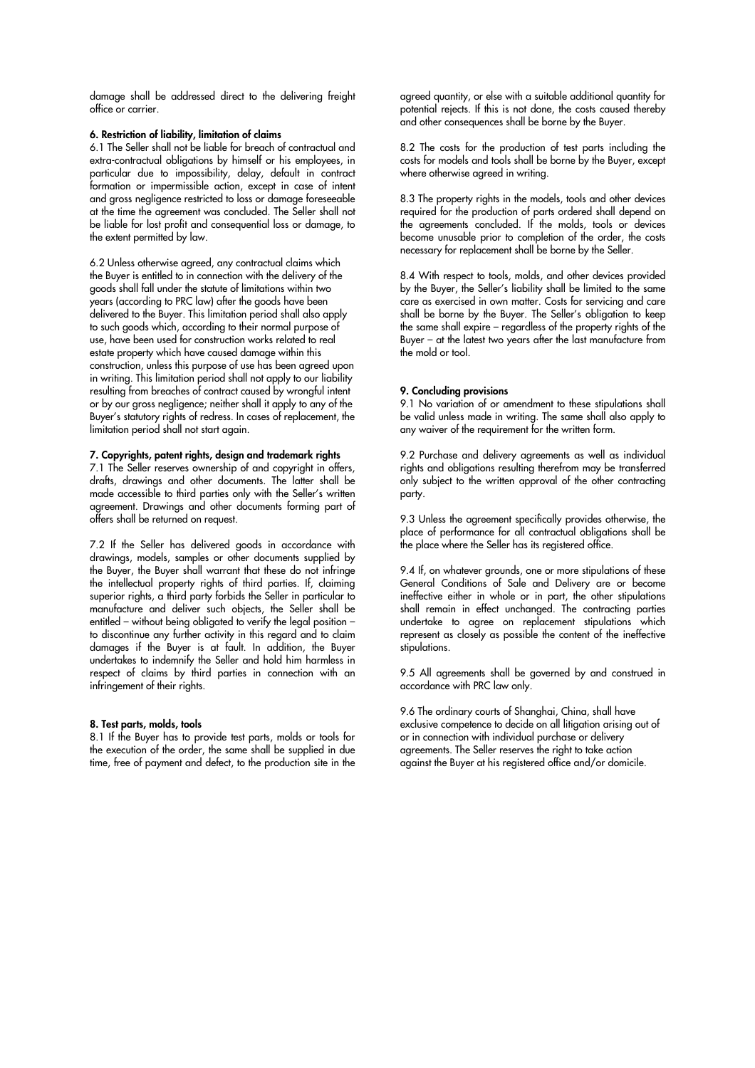damage shall be addressed direct to the delivering freight office or carrier.

**6. Restriction of liability, limitation of claims**

6.1 The Seller shall not be liable for breach of contractual and extra-contractual obligations by himself or his employees, in particular due to impossibility, delay, default in contract formation or impermissible action, except in case of intent and gross negligence restricted to loss or damage foreseeable at the time the agreement was concluded. The Seller shall not be liable for lost profit and consequential loss or damage, to the extent permitted by law.

6.2 Unless otherwise agreed, any contractual claims which the Buyer is entitled to in connection with the delivery of the goods shall fall under the statute of limitations within two years (according to PRC law) after the goods have been delivered to the Buyer. This limitation period shall also apply to such goods which, according to their normal purpose of use, have been used for construction works related to real estate property which have caused damage within this construction, unless this purpose of use has been agreed upon in writing. This limitation period shall not apply to our liability resulting from breaches of contract caused by wrongful intent or by our gross negligence; neither shall it apply to any of the Buyer's statutory rights of redress. In cases of replacement, the limitation period shall not start again.

**7. Copyrights, patent rights, design and trademark rights**

7.1 The Seller reserves ownership of and copyright in offers, drafts, drawings and other documents. The latter shall be made accessible to third parties only with the Seller's written agreement. Drawings and other documents forming part of offers shall be returned on request.

7.2 If the Seller has delivered goods in accordance with drawings, models, samples or other documents supplied by the Buyer, the Buyer shall warrant that these do not infringe the intellectual property rights of third parties. If, claiming superior rights, a third party forbids the Seller in particular to manufacture and deliver such objects, the Seller shall be entitled – without being obligated to verify the legal position – to discontinue any further activity in this regard and to claim damages if the Buyer is at fault. In addition, the Buyer undertakes to indemnify the Seller and hold him harmless in respect of claims by third parties in connection with an infringement of their rights.

**8. Test parts, molds, tools**

8.1 If the Buyer has to provide test parts, molds or tools for the execution of the order, the same shall be supplied in due time, free of payment and defect, to the production site in the agreed quantity, or else with a suitable additional quantity for potential rejects. If this is not done, the costs caused thereby and other consequences shall be borne by the Buyer.

8.2 The costs for the production of test parts including the costs for models and tools shall be borne by the Buyer, except where otherwise agreed in writing.

8.3 The property rights in the models, tools and other devices required for the production of parts ordered shall depend on the agreements concluded. If the molds, tools or devices become unusable prior to completion of the order, the costs necessary for replacement shall be borne by the Seller.

8.4 With respect to tools, molds, and other devices provided by the Buyer, the Seller's liability shall be limited to the same care as exercised in own matter. Costs for servicing and care shall be borne by the Buyer. The Seller's obligation to keep the same shall expire – regardless of the property rights of the Buyer – at the latest two years after the last manufacture from the mold or tool.

**9. Concluding provisions**

9.1 No variation of or amendment to these stipulations shall be valid unless made in writing. The same shall also apply to any waiver of the requirement for the written form.

9.2 Purchase and delivery agreements as well as individual rights and obligations resulting therefrom may be transferred only subject to the written approval of the other contracting party.

9.3 Unless the agreement specifically provides otherwise, the place of performance for all contractual obligations shall be the place where the Seller has its registered office.

9.4 If, on whatever grounds, one or more stipulations of these General Conditions of Sale and Delivery are or become ineffective either in whole or in part, the other stipulations shall remain in effect unchanged. The contracting parties undertake to agree on replacement stipulations which represent as closely as possible the content of the ineffective stipulations.

9.5 All agreements shall be governed by and construed in accordance with PRC law only.

9.6 The ordinary courts of Shanghai, China, shall have exclusive competence to decide on all litigation arising out of or in connection with individual purchase or delivery agreements. The Seller reserves the right to take action against the Buyer at his registered office and/or domicile.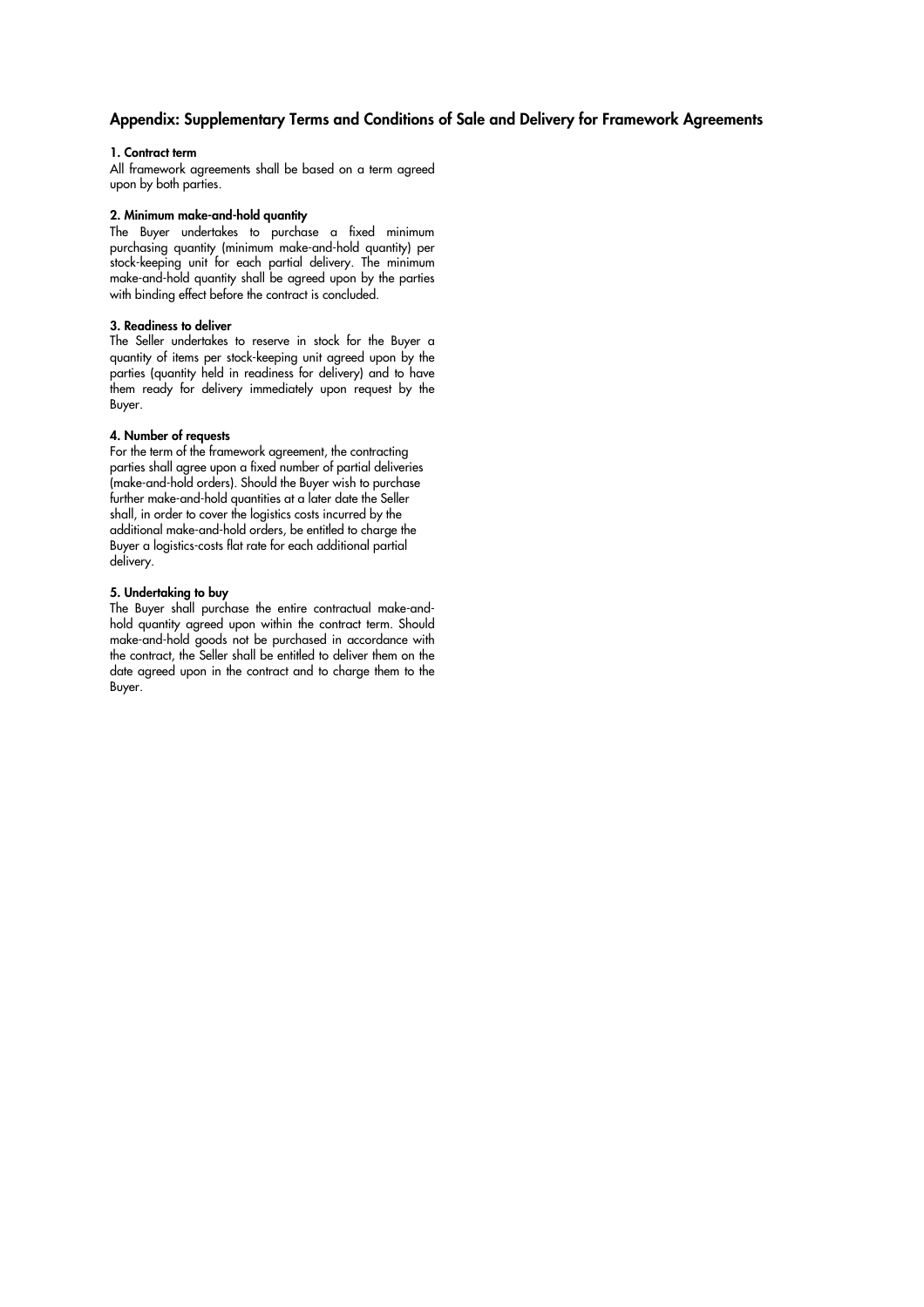## Appendix: Supplementary Terms and Conditions of Sale and Delivery for Framework Agreements

**1. Contract term**

All framework agreements shall be based on a term agreed upon by both parties.

**2. Minimum make-and-hold quantity**

The Buyer undertakes to purchase a fixed minimum purchasing quantity (minimum make-and-hold quantity) per stock-keeping unit for each partial delivery. The minimum make-and-hold quantity shall be agreed upon by the parties with binding effect before the contract is concluded.

**3. Readiness to deliver**

The Seller undertakes to reserve in stock for the Buyer a quantity of items per stock-keeping unit agreed upon by the parties (quantity held in readiness for delivery) and to have them ready for delivery immediately upon request by the Buyer.

**4. Number of requests**

For the term of the framework agreement, the contracting parties shall agree upon a fixed number of partial deliveries (make-and-hold orders). Should the Buyer wish to purchase further make-and-hold quantities at a later date the Seller shall, in order to cover the logistics costs incurred by the additional make-and-hold orders, be entitled to charge the Buyer a logistics-costs flat rate for each additional partial delivery.

**5. Undertaking to buy**

The Buyer shall purchase the entire contractual make-and-hold quantity agreed upon within the contract term. Should make-and-hold goods not be purchased in accordance with the contract, the Seller shall be entitled to deliver them on the date agreed upon in the contract and to charge them to the Buyer.